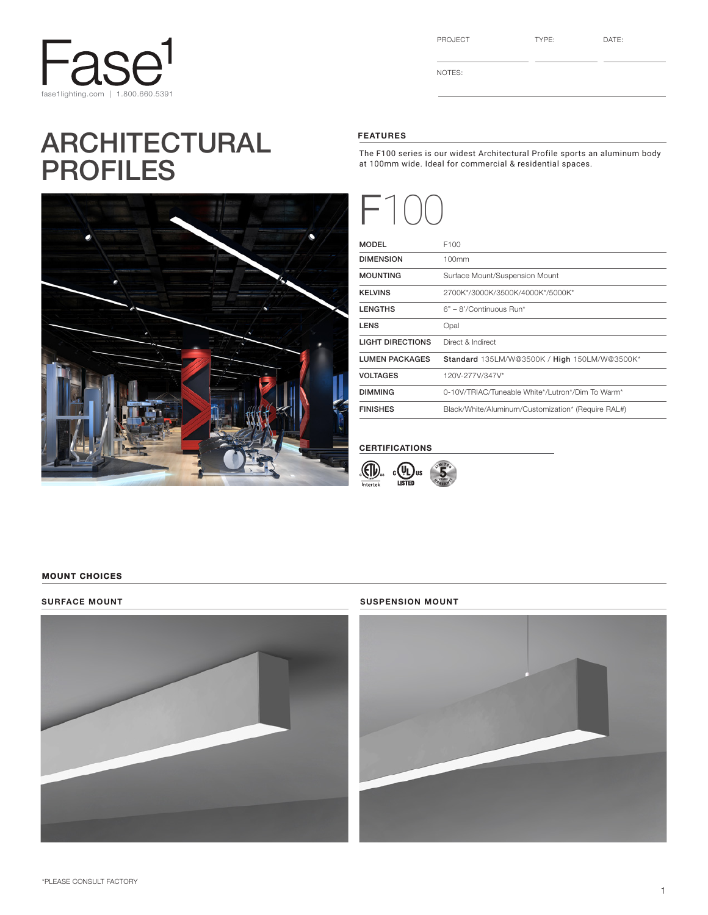# Fase1

fase1lighting.com | 1.800.660.5391

PROJECT TYPE: DATE:

NOTES:

# ARCHITECTURAL PROFILES

## FEATURES

The F100 series is our widest Architectural Profile sports an aluminum body at 100mm wide. Ideal for commercial & residential spaces.

# F100

| MODEL | F100 |
|---|---|
| DIMENSION | 100mm |
| MOUNTING | Surface Mount/Suspension Mount |
| KELVINS | 2700K*/3000K/3500K/4000K*/5000K* |
| LENGTHS | 6" – 8'/Continuous Run* |
| LENS | Opal |
| LIGHT DIRECTIONS | Direct & Indirect |
| LUMEN PACKAGES | **Standard** 135LM/W@3500K / **High** 150LM/W@3500K* |
| VOLTAGES | 120V-277V/347V* |
| DIMMING | 0-10V/TRIAC/Tuneable White*/Lutron*/Dim To Warm* |
| FINISHES | Black/White/Aluminum/Customization* (Require RAL#) |

## CERTIFICATIONS

Intertek, c UL us LISTED, Limited 5 Years Warranty

## MOUNT CHOICES

### SURFACE MOUNT

### SUSPENSION MOUNT

*PLEASE CONSULT FACTORY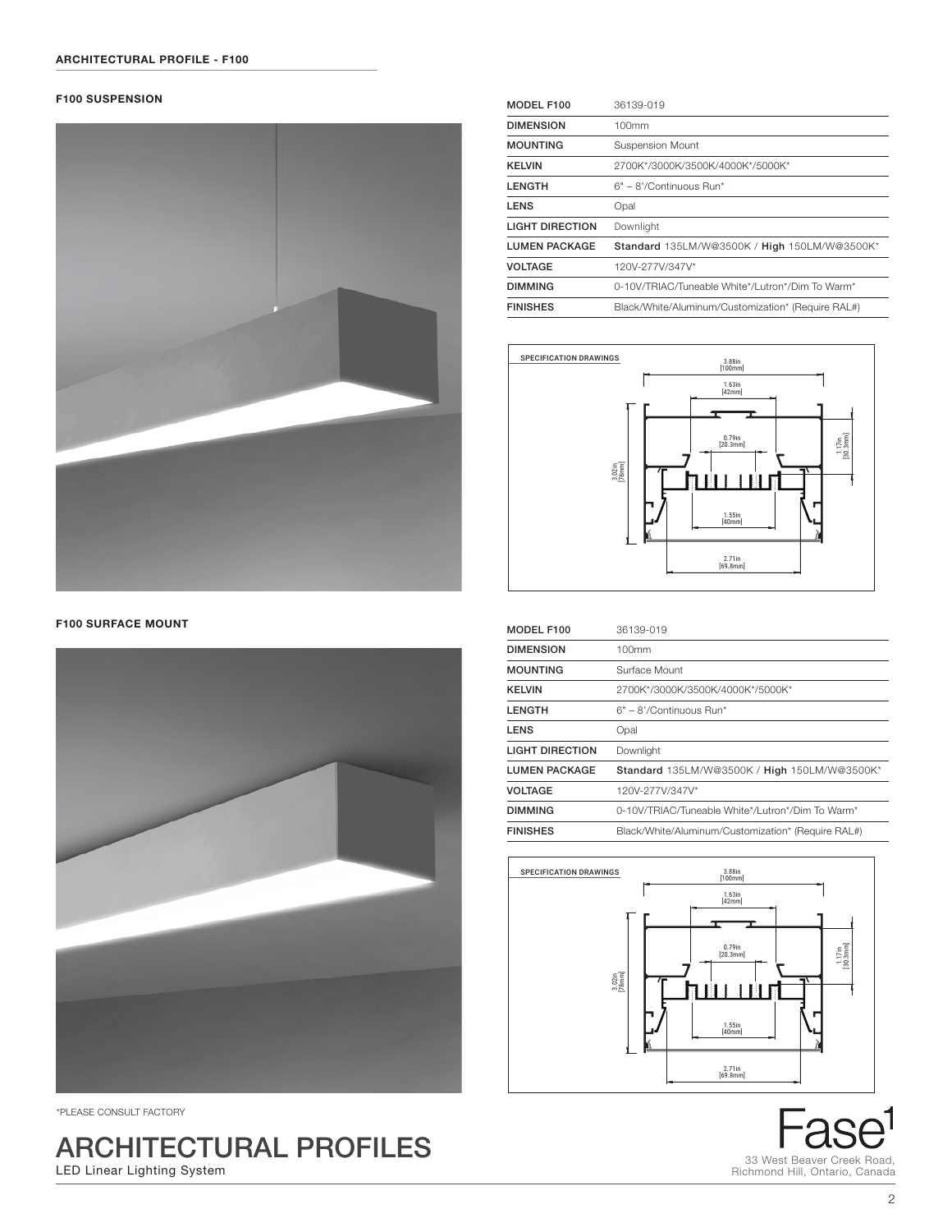## ARCHITECTURAL PROFILE - F100

### F100 SUSPENSION

| MODEL F100 | 36139-019 |
|---|---|
| DIMENSION | 100mm |
| MOUNTING | Suspension Mount |
| KELVIN | 2700K*/3000K/3500K/4000K*/5000K* |
| LENGTH | 6" – 8'/Continuous Run* |
| LENS | Opal |
| LIGHT DIRECTION | Downlight |
| LUMEN PACKAGE | **Standard** 135LM/W@3500K / **High** 150LM/W@3500K* |
| VOLTAGE | 120V-277V/347V* |
| DIMMING | 0-10V/TRIAC/Tuneable White*/Lutron*/Dim To Warm* |
| FINISHES | Black/White/Aluminum/Customization* (Require RAL#) |

SPECIFICATION DRAWINGS

3.88in [100mm]
1.63in [42mm]
0.79in [20.3mm]
1.17in [30.3mm]
3.02in [78mm]
1.55in [40mm]
2.71in [69.8mm]

### F100 SURFACE MOUNT

| MODEL F100 | 36139-019 |
|---|---|
| DIMENSION | 100mm |
| MOUNTING | Surface Mount |
| KELVIN | 2700K*/3000K/3500K/4000K*/5000K* |
| LENGTH | 6" – 8'/Continuous Run* |
| LENS | Opal |
| LIGHT DIRECTION | Downlight |
| LUMEN PACKAGE | **Standard** 135LM/W@3500K / **High** 150LM/W@3500K* |
| VOLTAGE | 120V-277V/347V* |
| DIMMING | 0-10V/TRIAC/Tuneable White*/Lutron*/Dim To Warm* |
| FINISHES | Black/White/Aluminum/Customization* (Require RAL#) |

SPECIFICATION DRAWINGS

3.88in [100mm]
1.63in [42mm]
0.79in [20.3mm]
1.17in [30.3mm]
3.02in [78mm]
1.55in [40mm]
2.71in [69.8mm]

*PLEASE CONSULT FACTORY

# ARCHITECTURAL PROFILES

LED Linear Lighting System

Fase[1]
33 West Beaver Creek Road,
Richmond Hill, Ontario, Canada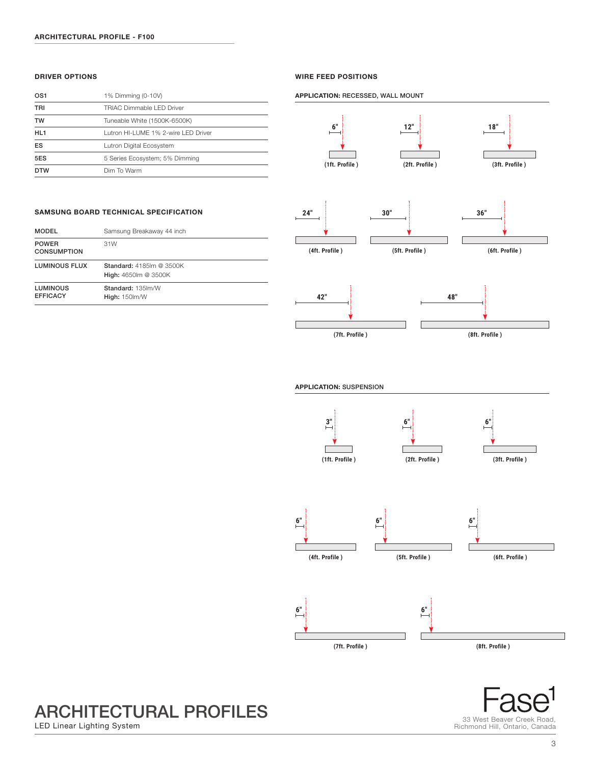## DRIVER OPTIONS

| | |
|---|---|
| OS1 | 1% Dimming (0-10V) |
| TRI | TRIAC Dimmable LED Driver |
| TW | Tuneable White (1500K-6500K) |
| HL1 | Lutron HI-LUME 1% 2-wire LED Driver |
| ES | Lutron Digital Ecosystem |
| 5ES | 5 Series Ecosystem; 5% Dimming |
| DTW | Dim To Warm |

## SAMSUNG BOARD TECHNICAL SPECIFICATION

| | |
|---|---|
| MODEL | Samsung Breakaway 44 inch |
| POWER CONSUMPTION | 31W |
| LUMINOUS FLUX | **Standard:** 4185lm @ 3500K<br>**High:** 4650lm @ 3500K |
| LUMINOUS EFFICACY | **Standard:** 135lm/W<br>**High:** 150lm/W |

## WIRE FEED POSITIONS

### APPLICATION: RECESSED, WALL MOUNT

| Profile | Wire feed position |
|---|---|
| (1ft. Profile ) | 6" |
| (2ft. Profile ) | 12" |
| (3ft. Profile ) | 18" |
| (4ft. Profile ) | 24" |
| (5ft. Profile ) | 30" |
| (6ft. Profile ) | 36" |
| (7ft. Profile ) | 42" |
| (8ft. Profile ) | 48" |

### APPLICATION: SUSPENSION

| Profile | Wire feed position |
|---|---|
| (1ft. Profile ) | 3" |
| (2ft. Profile ) | 6" |
| (3ft. Profile ) | 6" |
| (4ft. Profile ) | 6" |
| (5ft. Profile ) | 6" |
| (6ft. Profile ) | 6" |
| (7ft. Profile ) | 6" |
| (8ft. Profile ) | 6" |

# ARCHITECTURAL PROFILES

LED Linear Lighting System

Fase[1]

33 West Beaver Creek Road,
Richmond Hill, Ontario, Canada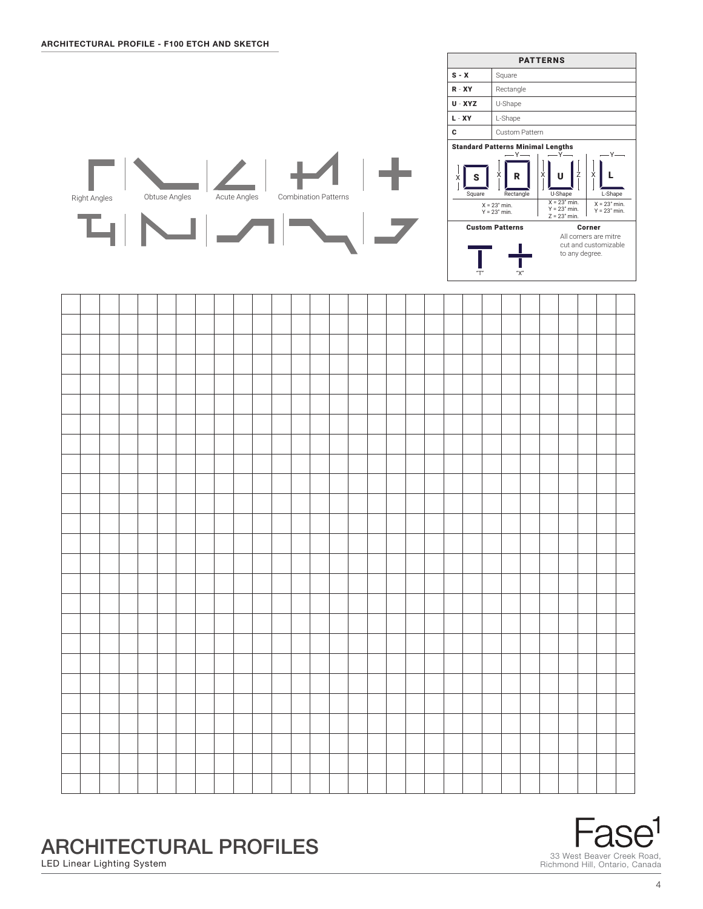## ARCHITECTURAL PROFILE - F100 ETCH AND SKETCH

Right Angles

Obtuse Angles

Acute Angles

Combination Patterns

| PATTERNS | |
|---|---|
| **S - X** | Square |
| **R - XY** | Rectangle |
| **U - XYZ** | U-Shape |
| **L - XY** | L-Shape |
| **C** | Custom Pattern |

**Standard Patterns Minimal Lengths**

S — Square

R — Rectangle

X = 23" min.
Y = 23" min.

U — U-Shape

X = 23" min.
Y = 23" min.
Z = 23" min.

L — L-Shape

X = 23" min.
Y = 23" min.

**Custom Patterns**

"T"

"X"

**Corner**

All corners are mitre cut and customizable to any degree.

# ARCHITECTURAL PROFILES

LED Linear Lighting System

Fase1

33 West Beaver Creek Road,
Richmond Hill, Ontario, Canada